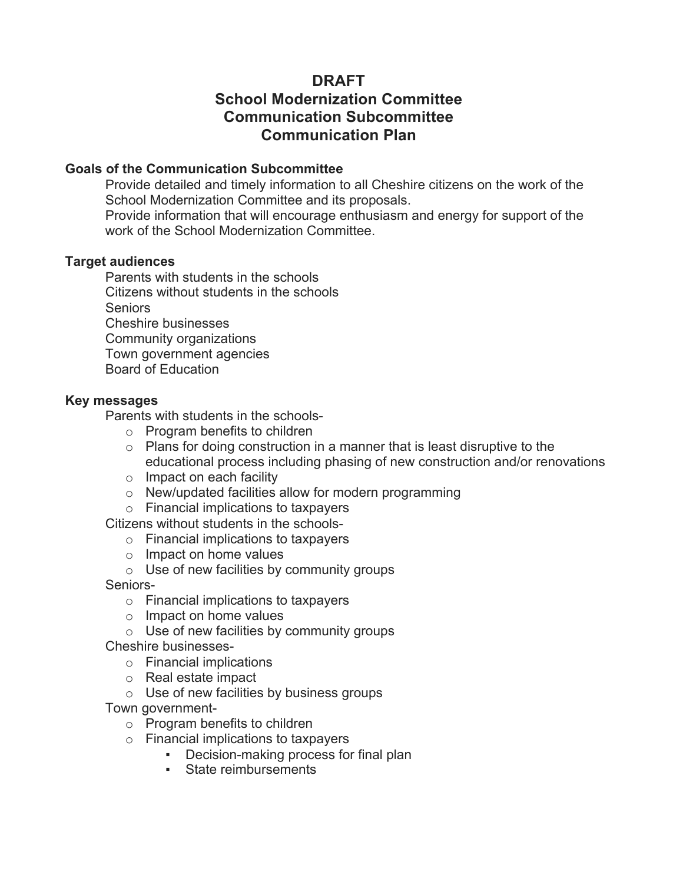# DRAFT
# School Modernization Committee
# Communication Subcommittee
# Communication Plan

**Goals of the Communication Subcommittee**

Provide detailed and timely information to all Cheshire citizens on the work of the School Modernization Committee and its proposals.

Provide information that will encourage enthusiasm and energy for support of the work of the School Modernization Committee.

**Target audiences**

Parents with students in the schools
Citizens without students in the schools
Seniors
Cheshire businesses
Community organizations
Town government agencies
Board of Education

**Key messages**

Parents with students in the schools-

- Program benefits to children
- Plans for doing construction in a manner that is least disruptive to the educational process including phasing of new construction and/or renovations
- Impact on each facility
- New/updated facilities allow for modern programming
- Financial implications to taxpayers

Citizens without students in the schools-

- Financial implications to taxpayers
- Impact on home values
- Use of new facilities by community groups

Seniors-

- Financial implications to taxpayers
- Impact on home values
- Use of new facilities by community groups

Cheshire businesses-

- Financial implications
- Real estate impact
- Use of new facilities by business groups

Town government-

- Program benefits to children
- Financial implications to taxpayers
  - Decision-making process for final plan
  - State reimbursements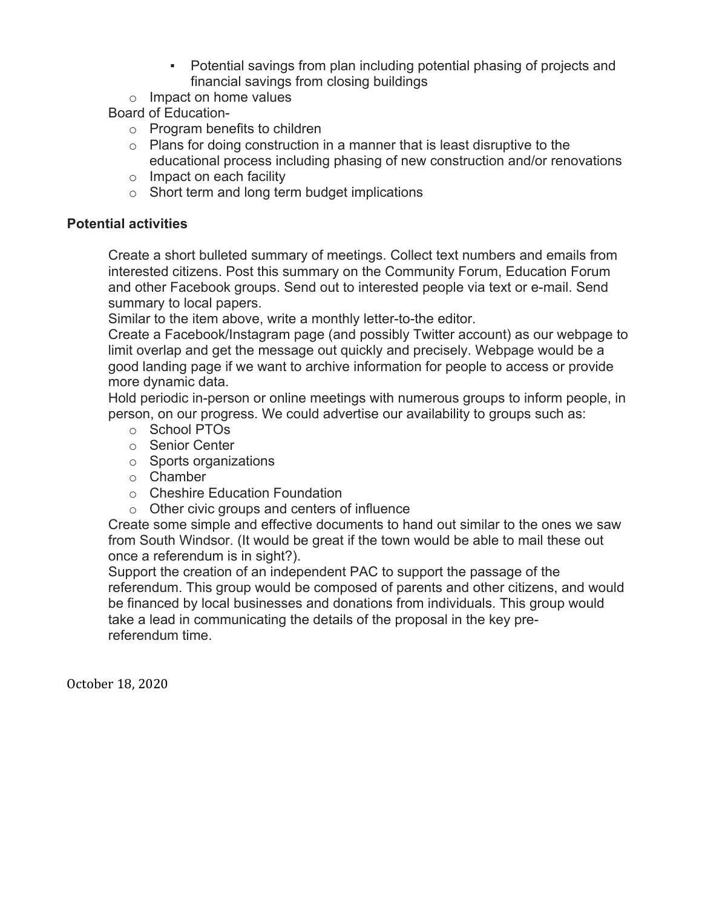- Potential savings from plan including potential phasing of projects and financial savings from closing buildings
    - Impact on home values

Board of Education-

- Program benefits to children
- Plans for doing construction in a manner that is least disruptive to the educational process including phasing of new construction and/or renovations
- Impact on each facility
- Short term and long term budget implications

**Potential activities**

Create a short bulleted summary of meetings. Collect text numbers and emails from interested citizens. Post this summary on the Community Forum, Education Forum and other Facebook groups. Send out to interested people via text or e-mail. Send summary to local papers.

Similar to the item above, write a monthly letter-to-the editor.

Create a Facebook/Instagram page (and possibly Twitter account) as our webpage to limit overlap and get the message out quickly and precisely. Webpage would be a good landing page if we want to archive information for people to access or provide more dynamic data.

Hold periodic in-person or online meetings with numerous groups to inform people, in person, on our progress. We could advertise our availability to groups such as:

- School PTOs
- Senior Center
- Sports organizations
- Chamber
- Cheshire Education Foundation
- Other civic groups and centers of influence

Create some simple and effective documents to hand out similar to the ones we saw from South Windsor. (It would be great if the town would be able to mail these out once a referendum is in sight?).

Support the creation of an independent PAC to support the passage of the referendum. This group would be composed of parents and other citizens, and would be financed by local businesses and donations from individuals. This group would take a lead in communicating the details of the proposal in the key pre-referendum time.

October 18, 2020